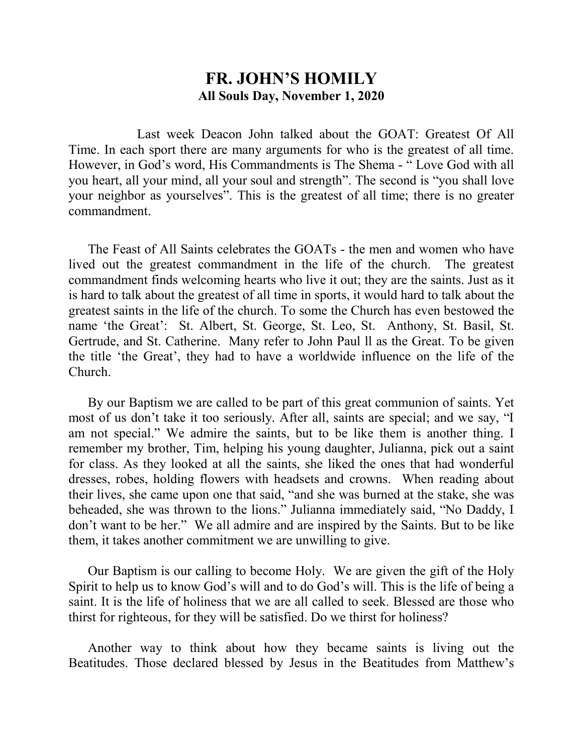# FR. JOHN'S HOMILY

**All Souls Day, November 1, 2020**

Last week Deacon John talked about the GOAT: Greatest Of All Time. In each sport there are many arguments for who is the greatest of all time. However, in God's word, His Commandments is The Shema - " Love God with all you heart, all your mind, all your soul and strength". The second is "you shall love your neighbor as yourselves". This is the greatest of all time; there is no greater commandment.

The Feast of All Saints celebrates the GOATs - the men and women who have lived out the greatest commandment in the life of the church. The greatest commandment finds welcoming hearts who live it out; they are the saints. Just as it is hard to talk about the greatest of all time in sports, it would hard to talk about the greatest saints in the life of the church. To some the Church has even bestowed the name 'the Great': St. Albert, St. George, St. Leo, St. Anthony, St. Basil, St. Gertrude, and St. Catherine. Many refer to John Paul ll as the Great. To be given the title 'the Great', they had to have a worldwide influence on the life of the Church.

By our Baptism we are called to be part of this great communion of saints. Yet most of us don't take it too seriously. After all, saints are special; and we say, "I am not special." We admire the saints, but to be like them is another thing. I remember my brother, Tim, helping his young daughter, Julianna, pick out a saint for class. As they looked at all the saints, she liked the ones that had wonderful dresses, robes, holding flowers with headsets and crowns. When reading about their lives, she came upon one that said, "and she was burned at the stake, she was beheaded, she was thrown to the lions." Julianna immediately said, "No Daddy, I don't want to be her." We all admire and are inspired by the Saints. But to be like them, it takes another commitment we are unwilling to give.

Our Baptism is our calling to become Holy. We are given the gift of the Holy Spirit to help us to know God's will and to do God's will. This is the life of being a saint. It is the life of holiness that we are all called to seek. Blessed are those who thirst for righteous, for they will be satisfied. Do we thirst for holiness?

Another way to think about how they became saints is living out the Beatitudes. Those declared blessed by Jesus in the Beatitudes from Matthew's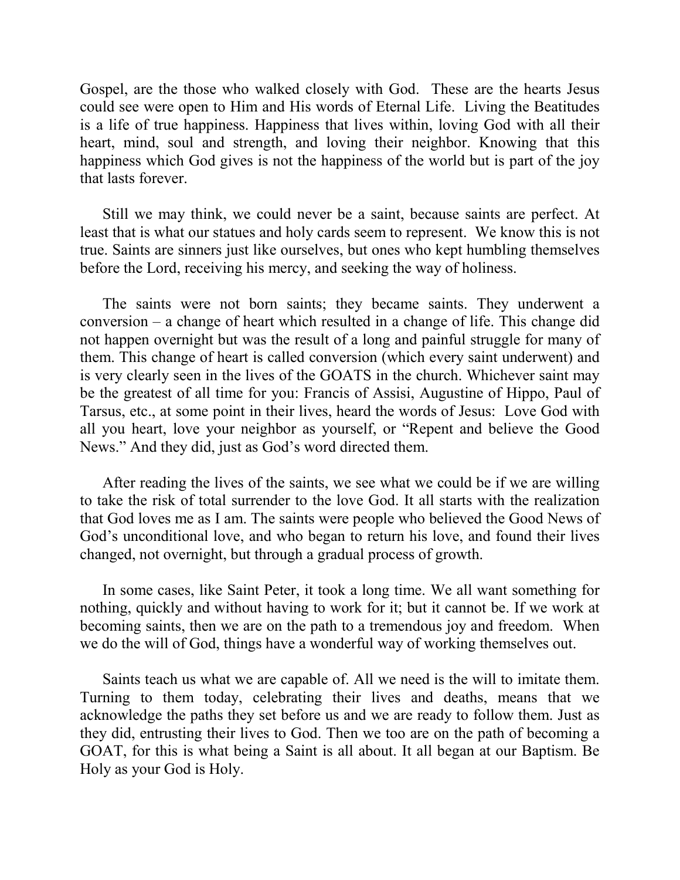Gospel, are the those who walked closely with God. These are the hearts Jesus could see were open to Him and His words of Eternal Life. Living the Beatitudes is a life of true happiness. Happiness that lives within, loving God with all their heart, mind, soul and strength, and loving their neighbor. Knowing that this happiness which God gives is not the happiness of the world but is part of the joy that lasts forever.

Still we may think, we could never be a saint, because saints are perfect. At least that is what our statues and holy cards seem to represent. We know this is not true. Saints are sinners just like ourselves, but ones who kept humbling themselves before the Lord, receiving his mercy, and seeking the way of holiness.

The saints were not born saints; they became saints. They underwent a conversion – a change of heart which resulted in a change of life. This change did not happen overnight but was the result of a long and painful struggle for many of them. This change of heart is called conversion (which every saint underwent) and is very clearly seen in the lives of the GOATS in the church. Whichever saint may be the greatest of all time for you: Francis of Assisi, Augustine of Hippo, Paul of Tarsus, etc., at some point in their lives, heard the words of Jesus: Love God with all you heart, love your neighbor as yourself, or "Repent and believe the Good News." And they did, just as God's word directed them.

After reading the lives of the saints, we see what we could be if we are willing to take the risk of total surrender to the love God. It all starts with the realization that God loves me as I am. The saints were people who believed the Good News of God's unconditional love, and who began to return his love, and found their lives changed, not overnight, but through a gradual process of growth.

In some cases, like Saint Peter, it took a long time. We all want something for nothing, quickly and without having to work for it; but it cannot be. If we work at becoming saints, then we are on the path to a tremendous joy and freedom. When we do the will of God, things have a wonderful way of working themselves out.

Saints teach us what we are capable of. All we need is the will to imitate them. Turning to them today, celebrating their lives and deaths, means that we acknowledge the paths they set before us and we are ready to follow them. Just as they did, entrusting their lives to God. Then we too are on the path of becoming a GOAT, for this is what being a Saint is all about. It all began at our Baptism. Be Holy as your God is Holy.